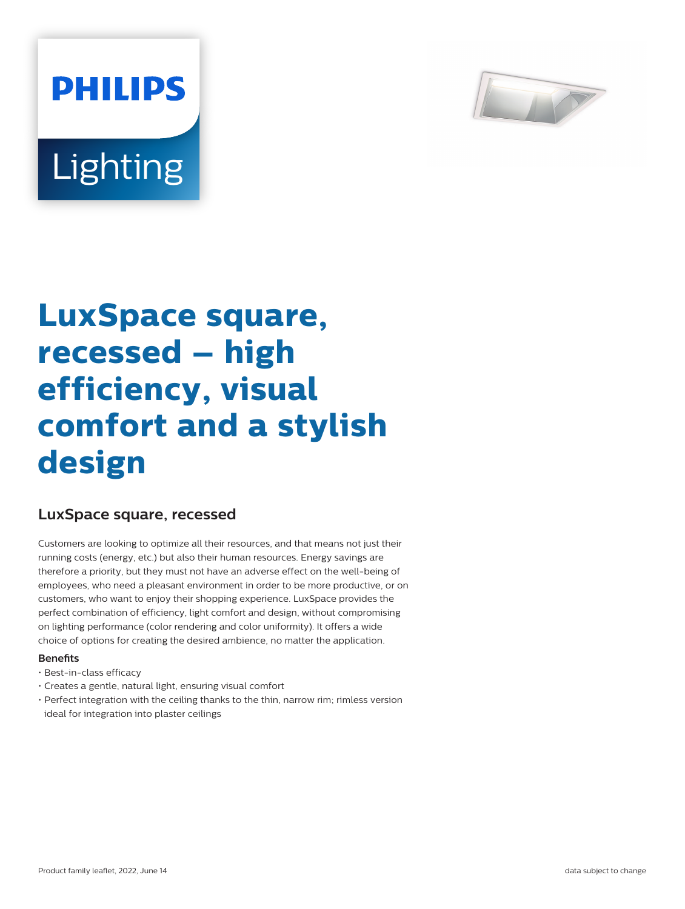# LuxSpace square, recessed – high efficiency, visual comfort and a stylish design

## LuxSpace square, recessed

Customers are looking to optimize all their resources, and that means not just their running costs (energy, etc.) but also their human resources. Energy savings are therefore a priority, but they must not have an adverse effect on the well-being of employees, who need a pleasant environment in order to be more productive, or on customers, who want to enjoy their shopping experience. LuxSpace provides the perfect combination of efficiency, light comfort and design, without compromising on lighting performance (color rendering and color uniformity). It offers a wide choice of options for creating the desired ambience, no matter the application.

**Benefits**

- Best-in-class efficacy
- Creates a gentle, natural light, ensuring visual comfort
- Perfect integration with the ceiling thanks to the thin, narrow rim; rimless version ideal for integration into plaster ceilings

Product family leaflet, 2022, June 14

data subject to change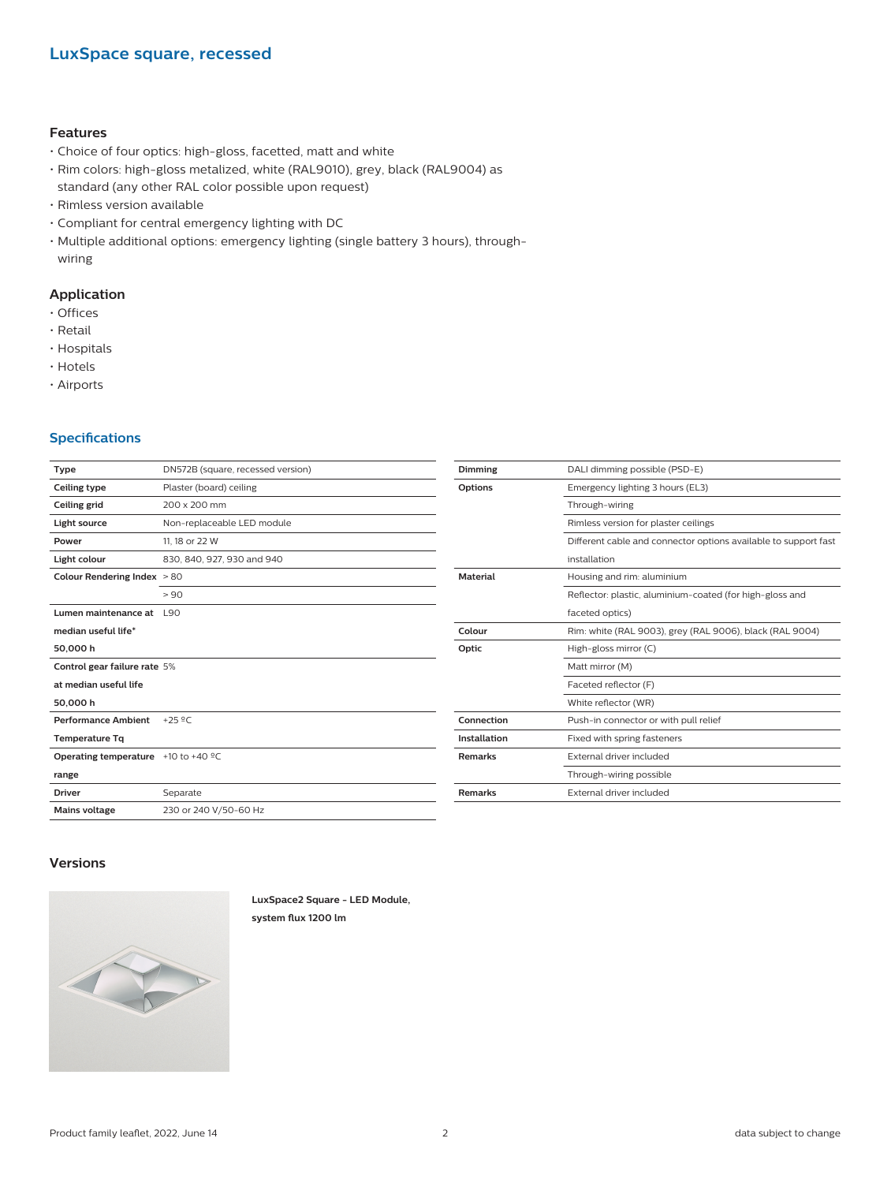## LuxSpace square, recessed

### Features

- Choice of four optics: high-gloss, facetted, matt and white
- Rim colors: high-gloss metalized, white (RAL9010), grey, black (RAL9004) as standard (any other RAL color possible upon request)
- Rimless version available
- Compliant for central emergency lighting with DC
- Multiple additional options: emergency lighting (single battery 3 hours), through-wiring

### Application

- Offices
- Retail
- Hospitals
- Hotels
- Airports

## Specifications

| | |
|---|---|
| **Type** | DN572B (square, recessed version) |
| **Ceiling type** | Plaster (board) ceiling |
| **Ceiling grid** | 200 x 200 mm |
| **Light source** | Non-replaceable LED module |
| **Power** | 11, 18 or 22 W |
| **Light colour** | 830, 840, 927, 930 and 940 |
| **Colour Rendering Index** | > 80 |
| | > 90 |
| **Lumen maintenance at median useful life\* 50,000 h** | L90 |
| **Control gear failure rate at median useful life 50,000 h** | 5% |
| **Performance Ambient Temperature Tq** | +25 ºC |
| **Operating temperature range** | +10 to +40 ºC |
| **Driver** | Separate |
| **Mains voltage** | 230 or 240 V/50-60 Hz |

| | |
|---|---|
| **Dimming** | DALI dimming possible (PSD-E) |
| **Options** | Emergency lighting 3 hours (EL3) |
| | Through-wiring |
| | Rimless version for plaster ceilings |
| | Different cable and connector options available to support fast installation |
| **Material** | Housing and rim: aluminium |
| | Reflector: plastic, aluminium-coated (for high-gloss and faceted optics) |
| **Colour** | Rim: white (RAL 9003), grey (RAL 9006), black (RAL 9004) |
| **Optic** | High-gloss mirror (C) |
| | Matt mirror (M) |
| | Faceted reflector (F) |
| | White reflector (WR) |
| **Connection** | Push-in connector or with pull relief |
| **Installation** | Fixed with spring fasteners |
| **Remarks** | External driver included |
| | Through-wiring possible |
| **Remarks** | External driver included |

### Versions

**LuxSpace2 Square - LED Module, system flux 1200 lm**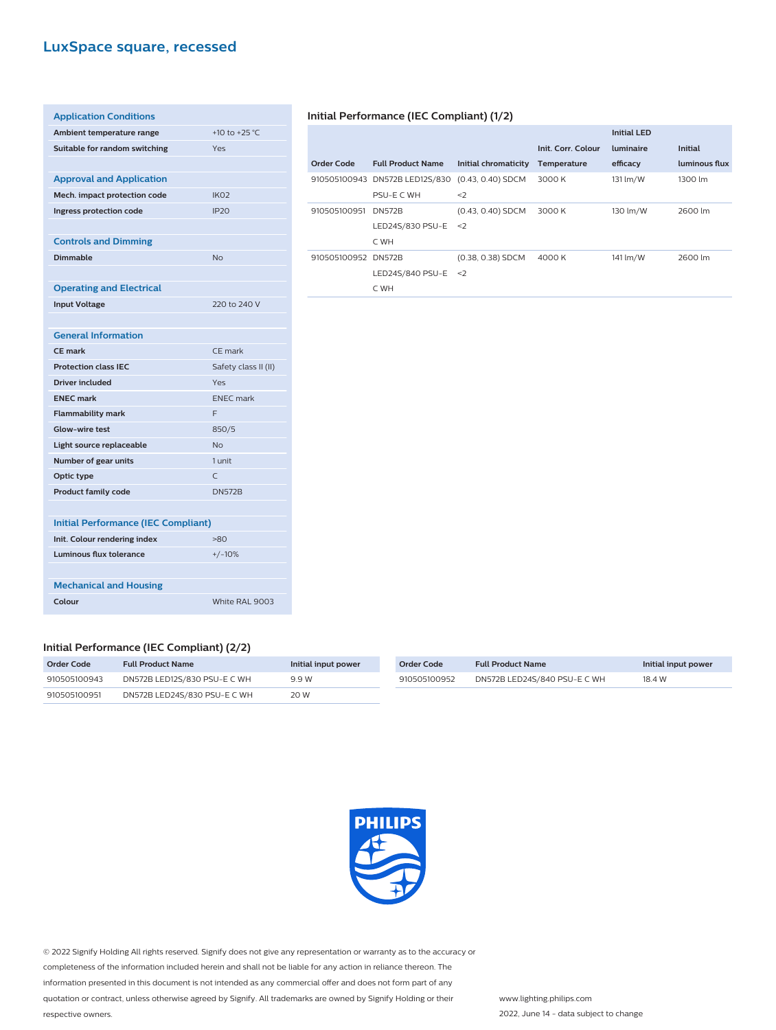# LuxSpace square, recessed

## Application Conditions

| | |
|---|---|
| **Ambient temperature range** | +10 to +25 °C |
| **Suitable for random switching** | Yes |

## Approval and Application

| | |
|---|---|
| **Mech. impact protection code** | IK02 |
| **Ingress protection code** | IP20 |

## Controls and Dimming

| | |
|---|---|
| **Dimmable** | No |

## Operating and Electrical

| | |
|---|---|
| **Input Voltage** | 220 to 240 V |

## General Information

| | |
|---|---|
| **CE mark** | CE mark |
| **Protection class IEC** | Safety class II (II) |
| **Driver included** | Yes |
| **ENEC mark** | ENEC mark |
| **Flammability mark** | F |
| **Glow-wire test** | 850/5 |
| **Light source replaceable** | No |
| **Number of gear units** | 1 unit |
| **Optic type** | C |
| **Product family code** | DN572B |

## Initial Performance (IEC Compliant)

| | |
|---|---|
| **Init. Colour rendering index** | >80 |
| **Luminous flux tolerance** | +/-10% |

## Mechanical and Housing

| | |
|---|---|
| **Colour** | White RAL 9003 |

## Initial Performance (IEC Compliant) (1/2)

| Order Code | Full Product Name | Initial chromaticity | Init. Corr. Colour Temperature | Initial LED luminaire efficacy | Initial luminous flux |
|---|---|---|---|---|---|
| 910505100943 | DN572B LED12S/830 PSU-E C WH | (0.43, 0.40) SDCM <2 | 3000 K | 131 lm/W | 1300 lm |
| 910505100951 | DN572B LED24S/830 PSU-E C WH | (0.43, 0.40) SDCM <2 | 3000 K | 130 lm/W | 2600 lm |
| 910505100952 | DN572B LED24S/840 PSU-E C WH | (0.38, 0.38) SDCM <2 | 4000 K | 141 lm/W | 2600 lm |

## Initial Performance (IEC Compliant) (2/2)

| Order Code | Full Product Name | Initial input power |
|---|---|---|
| 910505100943 | DN572B LED12S/830 PSU-E C WH | 9.9 W |
| 910505100951 | DN572B LED24S/830 PSU-E C WH | 20 W |
| 910505100952 | DN572B LED24S/840 PSU-E C WH | 18.4 W |

© 2022 Signify Holding All rights reserved. Signify does not give any representation or warranty as to the accuracy or completeness of the information included herein and shall not be liable for any action in reliance thereon. The information presented in this document is not intended as any commercial offer and does not form part of any quotation or contract, unless otherwise agreed by Signify. All trademarks are owned by Signify Holding or their respective owners.

www.lighting.philips.com

2022, June 14 - data subject to change